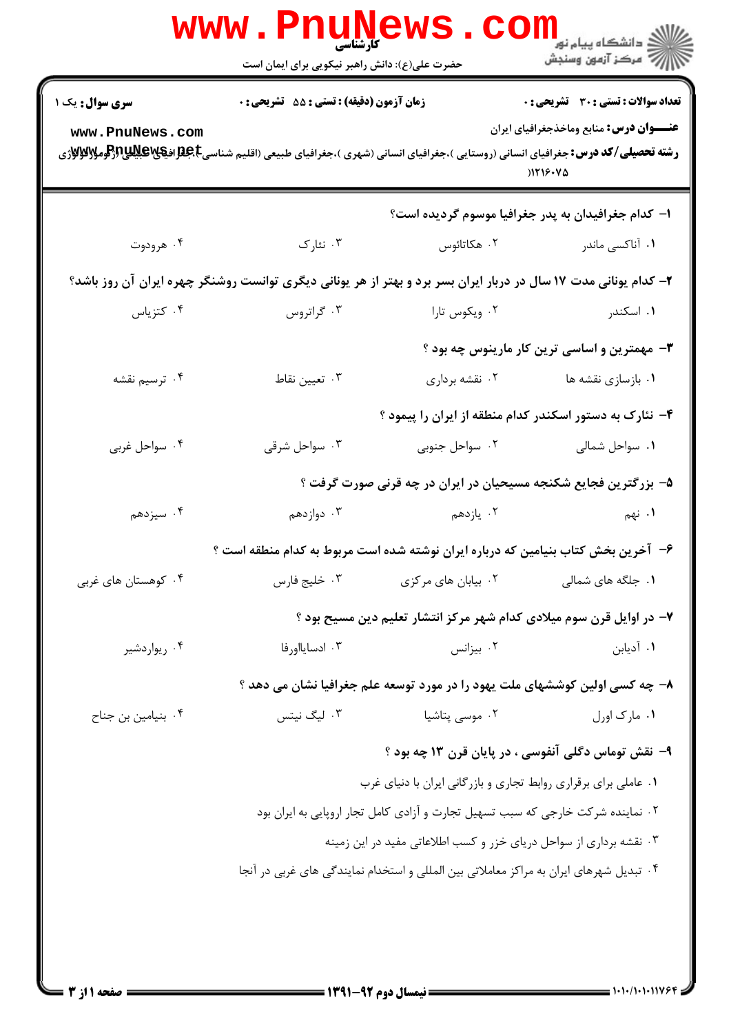کارشناسی

حضرت علی(ع): دانش راهبر نیکویی برای ایمان است

دانشگاه پیام نور
مرکز آزمون وسنجش

**سری سوال:** یک ۱ | **زمان آزمون (دقیقه) : تستی : ۵۵ تشریحی : ۰** | **تعداد سوالات : تستی : ۳۰ تشریحی : ۰**

**عنـــوان درس:** منابع وماخذجغرافیای ایران

**رشته تحصیلی/کد درس:** جغرافیای انسانی (روستایی )،جغرافیای انسانی (شهری )،جغرافیای طبیعی (اقلیم شناسی)،جغرافیای طبیعی (ژئومورفولوژی )۱۲۱۶۰۷۵

**۱- کدام جغرافیدان به پدر جغرافیا موسوم گردیده است؟**

۱. آناکسی ماندر
۲. هکاتائوس
۳. نئارک
۴. هرودوت

**۲- کدام یونانی مدت ۱۷ سال در دربار ایران بسر برد و بهتر از هر یونانی دیگری توانست روشنگر چهره ایران آن روز باشد؟**

۱. اسکندر
۲. ویکوس تارا
۳. گراتروس
۴. کتزیاس

**۳- مهمترین و اساسی ترین کار مارینوس چه بود ؟**

۱. بازسازی نقشه ها
۲. نقشه برداری
۳. تعیین نقاط
۴. ترسیم نقشه

**۴- نئارک به دستور اسکندر کدام منطقه از ایران را پیمود ؟**

۱. سواحل شمالی
۲. سواحل جنوبی
۳. سواحل شرقی
۴. سواحل غربی

**۵- بزرگترین فجایع شکنجه مسیحیان در ایران در چه قرنی صورت گرفت ؟**

۱. نهم
۲. یازدهم
۳. دوازدهم
۴. سیزدهم

**۶- آخرین بخش کتاب بنیامین که درباره ایران نوشته شده است مربوط به کدام منطقه است ؟**

۱. جلگه های شمالی
۲. بیابان های مرکزی
۳. خلیج فارس
۴. کوهستان های غربی

**۷- در اوایل قرن سوم میلادی کدام شهر مرکز انتشار تعلیم دین مسیح بود ؟**

۱. آدیابن
۲. بیزانس
۳. ادسایااورفا
۴. ریواردشیر

**۸- چه کسی اولین کوششهای ملت یهود را در مورد توسعه علم جغرافیا نشان می دهد ؟**

۱. مارک اورل
۲. موسی پتاشیا
۳. لیگ نیتس
۴. بنیامین بن جناح

**۹- نقش توماس دگلی آنفوسی ، در پایان قرن ۱۳ چه بود ؟**

۱. عاملی برای برقراری روابط تجاری و بازرگانی ایران با دنیای غرب
۲. نماینده شرکت خارجی که سبب تسهیل تجارت و آزادی کامل تجار اروپایی به ایران بود
۳. نقشه برداری از سواحل دریای خزر و کسب اطلاعاتی مفید در این زمینه
۴. تبدیل شهرهای ایران به مراکز معاملاتی بین المللی و استخدام نمایندگی های غربی در آنجا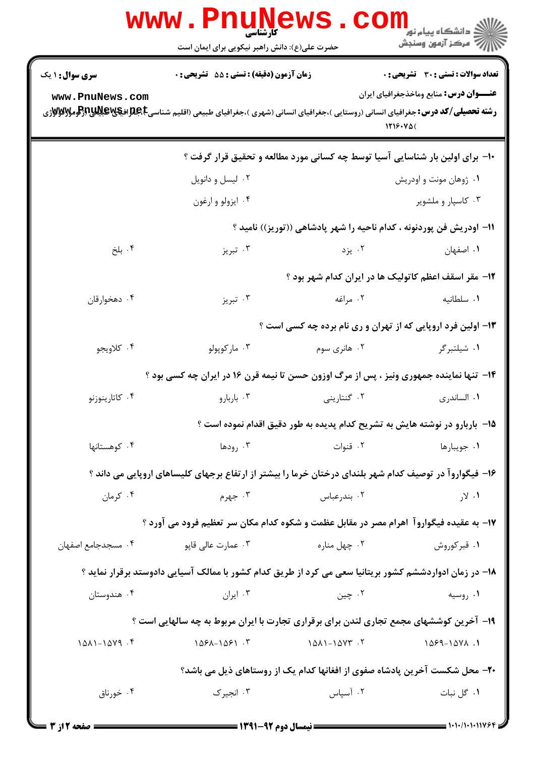**سری سوال:** ۱ یک

**زمان آزمون (دقیقه):** تستی: ۵۵ تشریحی: ۰

**تعداد سوالات:** تستی: ۳۰ تشریحی: ۰

**عنـــوان درس:** منابع وماخذجغرافیای ایران

**رشته تحصیلی/کد درس:** جغرافیای انسانی (روستایی )،جغرافیای انسانی (شهری )،جغرافیای طبیعی (اقلیم شناسی)،جغرافیای طبیعی (ژئومورفولوژی) ۱۲۱۶۰۷۵)

۱۰- برای اولین بار شناسایی آسیا توسط چه کسانی مورد مطالعه و تحقیق قرار گرفت ؟

۱. ژوهان مونت و اودریش
۲. لیسل و دانویل
۳. کاسپار و ملشویر
۴. ایزولو و ارغون

۱۱- اودریش فن پوردنونه ، کدام ناحیه را شهر پادشاهی ((توریز)) نامید ؟

۱. اصفهان
۲. یزد
۳. تبریز
۴. بلخ

۱۲- مقر اسقف اعظم کاتولیک ها در ایران کدام شهر بود ؟

۱. سلطانیه
۲. مراغه
۳. تبریز
۴. دهخوارقان

۱۳- اولین فرد اروپایی که از تهران و ری نام برده چه کسی است ؟

۱. شیلتبرگر
۲. هانری سوم
۳. مارکوپولو
۴. کلاویجو

۱۴- تنها نماینده جمهوری ونیز ، پس از مرگ اوزون حسن تا نیمه قرن ۱۶ در ایران چه کسی بود ؟

۱. الساندری
۲. کنتارینی
۳. باربارو
۴. کاتارینوزنو

۱۵- باربارو در نوشته هایش به تشریح کدام پدیده به طور دقیق اقدام نموده است ؟

۱. جویبارها
۲. قنوات
۳. رودها
۴. کوهستانها

۱۶- فیگواروآ در توصیف کدام شهر بلندای درختان خرما را بیشتر از ارتفاع برجهای کلیساهای اروپایی می داند ؟

۱. لار
۲. بندرعباس
۳. جهرم
۴. کرمان

۱۷- به عقیده فیگواروآ اهرام مصر در مقابل عظمت و شکوه کدام مکان سر تعظیم فرود می آورد ؟

۱. قبرکوروش
۲. چهل مناره
۳. عمارت عالی قاپو
۴. مسجدجامع اصفهان

۱۸- در زمان ادواردششم کشور بریتانیا سعی می کرد از طریق کدام کشور با ممالک آسیایی دادوستد برقرار نماید ؟

۱. روسیه
۲. چین
۳. ایران
۴. هندوستان

۱۹- آخرین کوششهای مجمع تجاری لندن برای برقراری تجارت با ایران مربوط به چه سالهایی است ؟

۱. ۱۵۷۸-۱۵۶۹
۲. ۱۵۷۳-۱۵۸۱
۳. ۱۵۶۱-۱۵۶۸
۴. ۱۵۷۹-۱۵۸۱

۲۰- محل شکست آخرین پادشاه صفوی از افغانها کدام یک از روستاهای ذیل می باشد؟

۱. گل نبات
۲. آسپاس
۳. انجیرک
۴. خورناق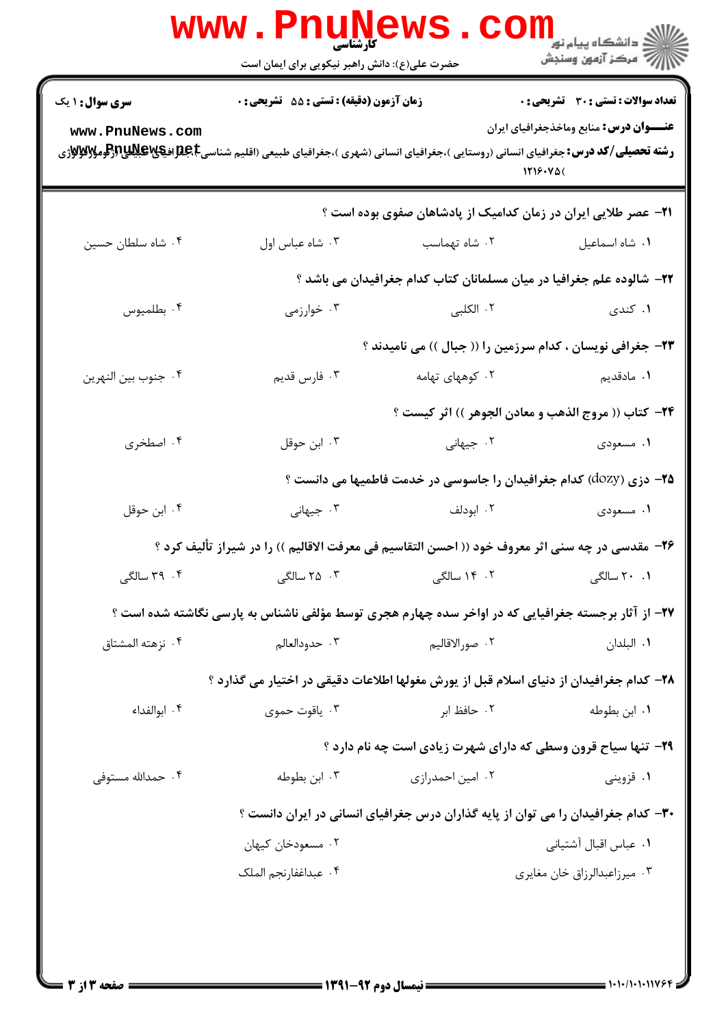**سری سوال:** ۱ یک | **زمان آزمون (دقیقه) : تستی :** ۵۵ **تشریحی :** ۰ | **تعداد سوالات : تستی :** ۳۰ **تشریحی :** ۰

**عنـــوان درس:** منابع وماخذجغرافیای ایران

**رشته تحصیلی/کد درس:** جغرافیای انسانی (روستایی )،جغرافیای انسانی (شهری )،جغرافیای طبیعی (اقلیم شناسی)،جغرافیای طبیعی (ژئومورفولوژی) ۱۲۱۶۰۷۵

۲۱- عصر طلایی ایران در زمان کدامیک از پادشاهان صفوی بوده است ؟

۱. شاه اسماعیل
۲. شاه تهماسب
۳. شاه عباس اول
۴. شاه سلطان حسین

۲۲- شالوده علم جغرافیا در میان مسلمانان کتاب کدام جغرافیدان می باشد ؟

۱. کندی
۲. الکلبی
۳. خوارزمی
۴. بطلمیوس

۲۳- جغرافی نویسان ، کدام سرزمین را (( جبال )) می نامیدند ؟

۱. مادقدیم
۲. کوههای تهامه
۳. فارس قدیم
۴. جنوب بین النهرین

۲۴- کتاب (( مروج الذهب و معادن الجوهر )) اثر کیست ؟

۱. مسعودی
۲. جیهانی
۳. ابن حوقل
۴. اصطخری

۲۵- دزی (dozy) کدام جغرافیدان را جاسوسی در خدمت فاطمیها می دانست ؟

۱. مسعودی
۲. ابودلف
۳. جیهانی
۴. ابن حوقل

۲۶- مقدسی در چه سنی اثر معروف خود (( احسن التقاسیم فی معرفت الاقالیم )) را در شیراز تألیف کرد ؟

۱. ۲۰ سالگی
۲. ۱۴ سالگی
۳. ۲۵ سالگی
۴. ۳۹ سالگی

۲۷- از آثار برجسته جغرافیایی که در اواخر سده چهارم هجری توسط مؤلفی ناشناس به پارسی نگاشته شده است ؟

۱. البلدان
۲. صورالاقالیم
۳. حدودالعالم
۴. نزهته المشتاق

۲۸- کدام جغرافیدان از دنیای اسلام قبل از یورش مغولها اطلاعات دقیقی در اختیار می گذارد ؟

۱. ابن بطوطه
۲. حافظ ابر
۳. یاقوت حموی
۴. ابوالفداء

۲۹- تنها سیاح قرون وسطی که دارای شهرت زیادی است چه نام دارد ؟

۱. قزوینی
۲. امین احمدرازی
۳. ابن بطوطه
۴. حمدالله مستوفی

۳۰- کدام جغرافیدان را می توان از پایه گذاران درس جغرافیای انسانی در ایران دانست ؟

۱. عباس اقبال آشتیانی
۲. مسعودخان کیهان
۳. میرزاعبدالرزاق خان مغایری
۴. عبداغفارنجم الملک